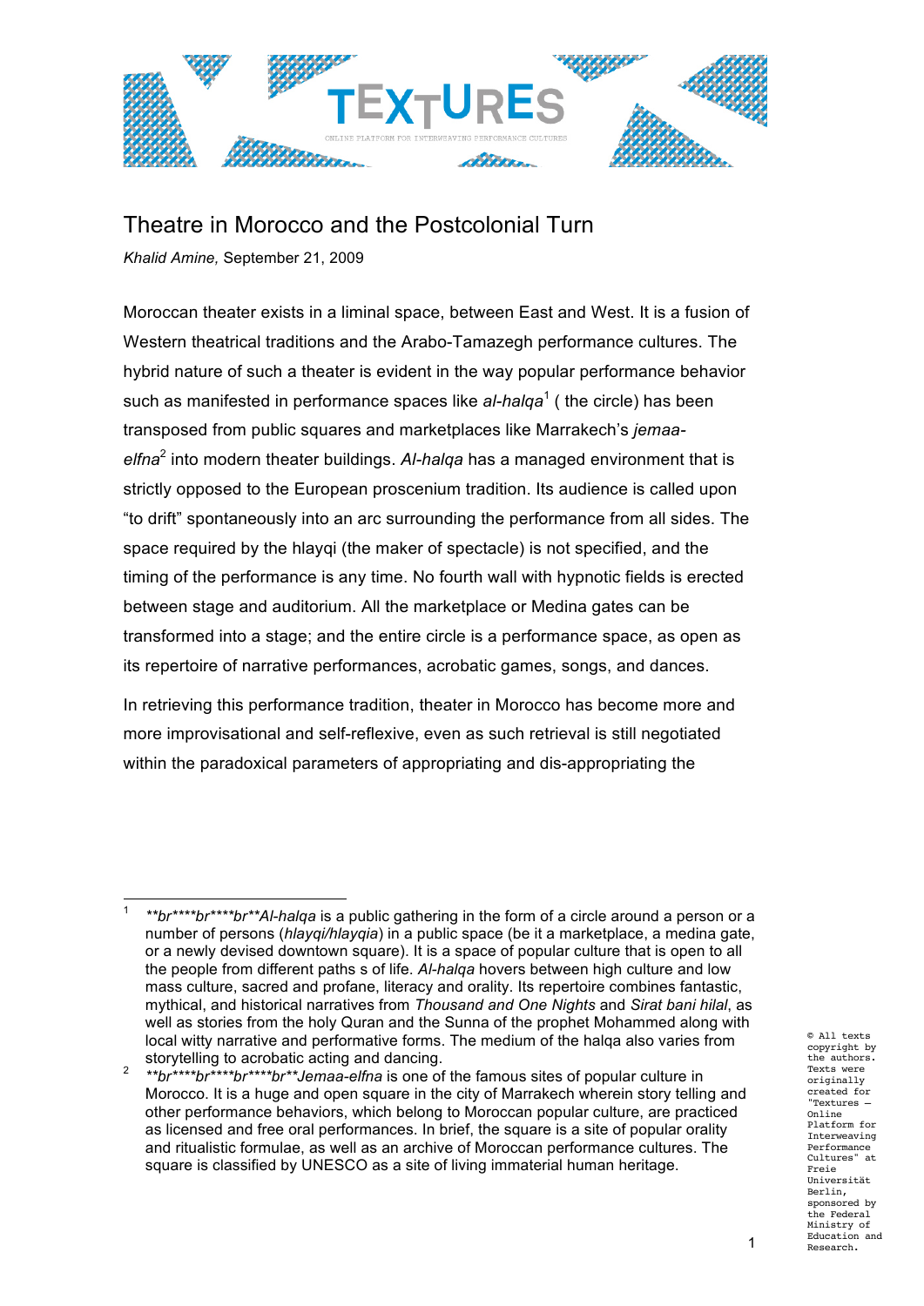# Theatre in Morocco and the Postcolonial Turn

*Khalid Amine,* September 21, 2009

Moroccan theater exists in a liminal space, between East and West. It is a fusion of Western theatrical traditions and the Arabo-Tamazegh performance cultures. The hybrid nature of such a theater is evident in the way popular performance behavior such as manifested in performance spaces like *al-halqa*[1] ( the circle) has been transposed from public squares and marketplaces like Marrakech's *jemaa-elfna*[2] into modern theater buildings. *Al-halqa* has a managed environment that is strictly opposed to the European proscenium tradition. Its audience is called upon "to drift" spontaneously into an arc surrounding the performance from all sides. The space required by the hlayqi (the maker of spectacle) is not specified, and the timing of the performance is any time. No fourth wall with hypnotic fields is erected between stage and auditorium. All the marketplace or Medina gates can be transformed into a stage; and the entire circle is a performance space, as open as its repertoire of narrative performances, acrobatic games, songs, and dances.

In retrieving this performance tradition, theater in Morocco has become more and more improvisational and self-reflexive, even as such retrieval is still negotiated within the paradoxical parameters of appropriating and dis-appropriating the

---

[1] *\*\*br\*\*\*\*br\*\*\*\*br\*\*Al-halqa* is a public gathering in the form of a circle around a person or a number of persons (*hlayqi/hlayqia*) in a public space (be it a marketplace, a medina gate, or a newly devised downtown square). It is a space of popular culture that is open to all the people from different paths s of life. *Al-halqa* hovers between high culture and low mass culture, sacred and profane, literacy and orality. Its repertoire combines fantastic, mythical, and historical narratives from *Thousand and One Nights* and *Sirat bani hilal*, as well as stories from the holy Quran and the Sunna of the prophet Mohammed along with local witty narrative and performative forms. The medium of the halqa also varies from storytelling to acrobatic acting and dancing.

[2] *\*\*br\*\*\*\*br\*\*\*\*br\*\*Jemaa-elfna* is one of the famous sites of popular culture in Morocco. It is a huge and open square in the city of Marrakech wherein story telling and other performance behaviors, which belong to Moroccan popular culture, are practiced as licensed and free oral performances. In brief, the square is a site of popular orality and ritualistic formulae, as well as an archive of Moroccan performance cultures. The square is classified by UNESCO as a site of living immaterial human heritage.

© All texts copyright by the authors. Texts were originally created for "Textures – Online Platform for Interweaving Performance Cultures" at Freie Universität Berlin, sponsored by the Federal Ministry of Education and Research.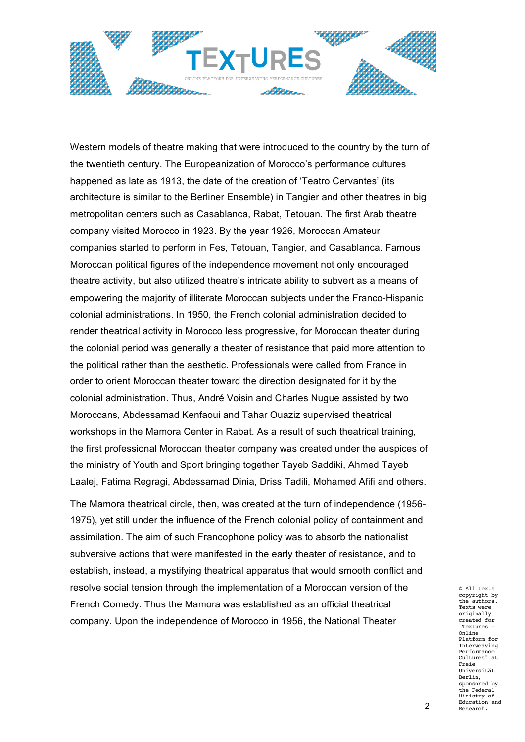Western models of theatre making that were introduced to the country by the turn of the twentieth century. The Europeanization of Morocco's performance cultures happened as late as 1913, the date of the creation of 'Teatro Cervantes' (its architecture is similar to the Berliner Ensemble) in Tangier and other theatres in big metropolitan centers such as Casablanca, Rabat, Tetouan. The first Arab theatre company visited Morocco in 1923. By the year 1926, Moroccan Amateur companies started to perform in Fes, Tetouan, Tangier, and Casablanca. Famous Moroccan political figures of the independence movement not only encouraged theatre activity, but also utilized theatre's intricate ability to subvert as a means of empowering the majority of illiterate Moroccan subjects under the Franco-Hispanic colonial administrations. In 1950, the French colonial administration decided to render theatrical activity in Morocco less progressive, for Moroccan theater during the colonial period was generally a theater of resistance that paid more attention to the political rather than the aesthetic. Professionals were called from France in order to orient Moroccan theater toward the direction designated for it by the colonial administration. Thus, André Voisin and Charles Nugue assisted by two Moroccans, Abdessamad Kenfaoui and Tahar Ouaziz supervised theatrical workshops in the Mamora Center in Rabat. As a result of such theatrical training, the first professional Moroccan theater company was created under the auspices of the ministry of Youth and Sport bringing together Tayeb Saddiki, Ahmed Tayeb Laalej, Fatima Regragi, Abdessamad Dinia, Driss Tadili, Mohamed Afifi and others.

The Mamora theatrical circle, then, was created at the turn of independence (1956-1975), yet still under the influence of the French colonial policy of containment and assimilation. The aim of such Francophone policy was to absorb the nationalist subversive actions that were manifested in the early theater of resistance, and to establish, instead, a mystifying theatrical apparatus that would smooth conflict and resolve social tension through the implementation of a Moroccan version of the French Comedy. Thus the Mamora was established as an official theatrical company. Upon the independence of Morocco in 1956, the National Theater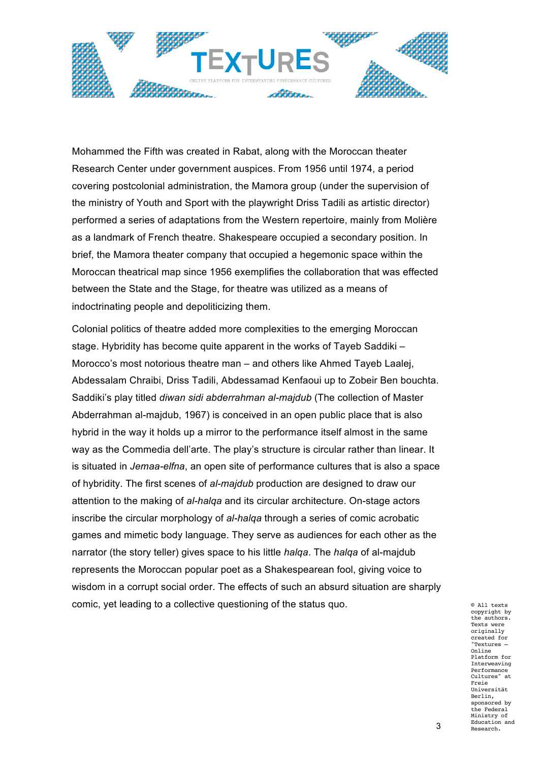Mohammed the Fifth was created in Rabat, along with the Moroccan theater Research Center under government auspices. From 1956 until 1974, a period covering postcolonial administration, the Mamora group (under the supervision of the ministry of Youth and Sport with the playwright Driss Tadili as artistic director) performed a series of adaptations from the Western repertoire, mainly from Molière as a landmark of French theatre. Shakespeare occupied a secondary position. In brief, the Mamora theater company that occupied a hegemonic space within the Moroccan theatrical map since 1956 exemplifies the collaboration that was effected between the State and the Stage, for theatre was utilized as a means of indoctrinating people and depoliticizing them.

Colonial politics of theatre added more complexities to the emerging Moroccan stage. Hybridity has become quite apparent in the works of Tayeb Saddiki – Morocco's most notorious theatre man – and others like Ahmed Tayeb Laalej, Abdessalam Chraibi, Driss Tadili, Abdessamad Kenfaoui up to Zobeir Ben bouchta. Saddiki's play titled *diwan sidi abderrahman al-majdub* (The collection of Master Abderrahman al-majdub, 1967) is conceived in an open public place that is also hybrid in the way it holds up a mirror to the performance itself almost in the same way as the Commedia dell'arte. The play's structure is circular rather than linear. It is situated in *Jemaa-elfna*, an open site of performance cultures that is also a space of hybridity. The first scenes of *al-majdub* production are designed to draw our attention to the making of *al-halqa* and its circular architecture. On-stage actors inscribe the circular morphology of *al-halqa* through a series of comic acrobatic games and mimetic body language. They serve as audiences for each other as the narrator (the story teller) gives space to his little *halqa*. The *halqa* of al-majdub represents the Moroccan popular poet as a Shakespearean fool, giving voice to wisdom in a corrupt social order. The effects of such an absurd situation are sharply comic, yet leading to a collective questioning of the status quo.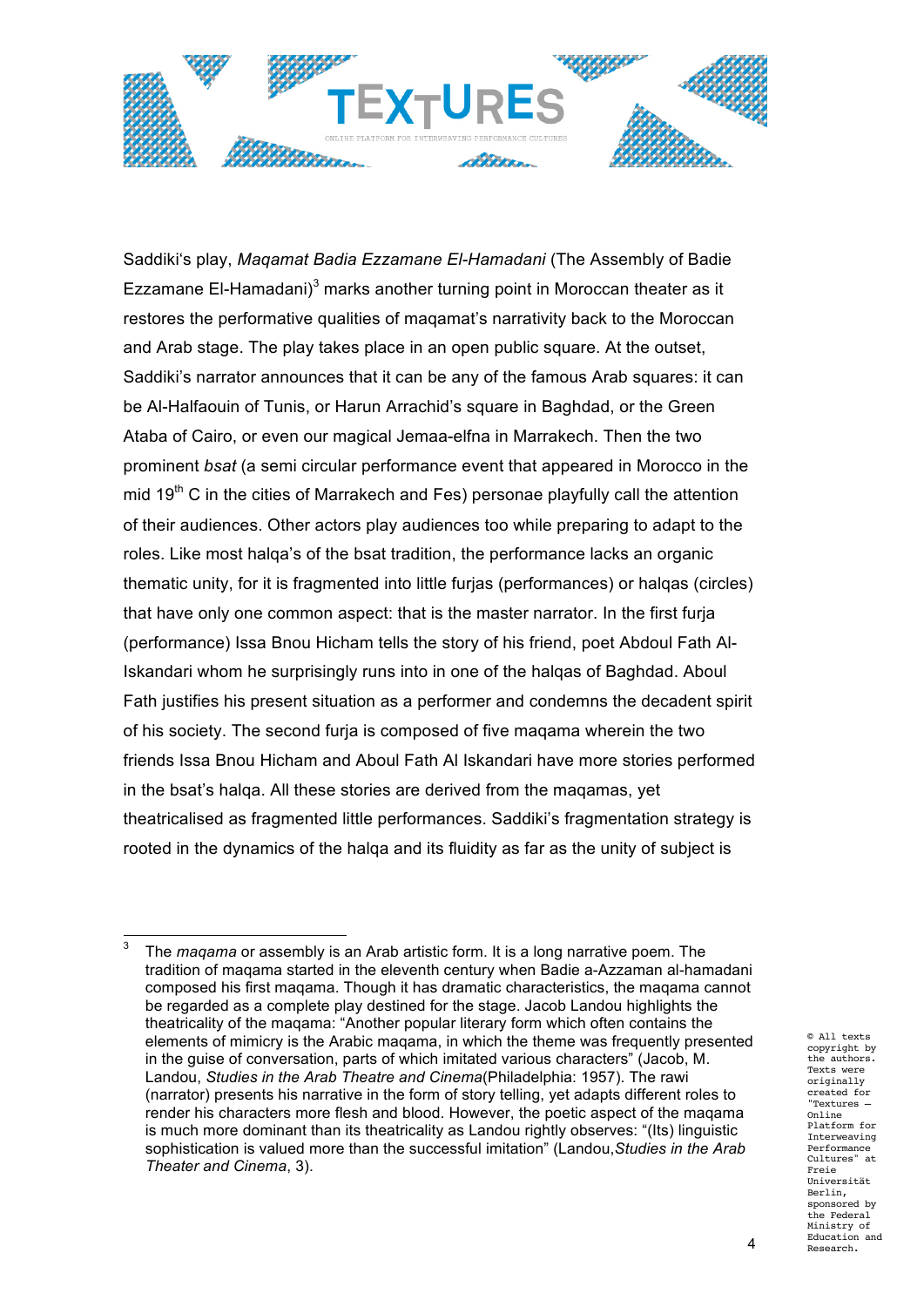Saddiki's play, *Maqamat Badia Ezzamane El-Hamadani* (The Assembly of Badie Ezzamane El-Hamadani)[3] marks another turning point in Moroccan theater as it restores the performative qualities of maqamat's narrativity back to the Moroccan and Arab stage. The play takes place in an open public square. At the outset, Saddiki's narrator announces that it can be any of the famous Arab squares: it can be Al-Halfaouin of Tunis, or Harun Arrachid's square in Baghdad, or the Green Ataba of Cairo, or even our magical Jemaa-elfna in Marrakech. Then the two prominent *bsat* (a semi circular performance event that appeared in Morocco in the mid 19th C in the cities of Marrakech and Fes) personae playfully call the attention of their audiences. Other actors play audiences too while preparing to adapt to the roles. Like most halqa's of the bsat tradition, the performance lacks an organic thematic unity, for it is fragmented into little furjas (performances) or halqas (circles) that have only one common aspect: that is the master narrator. In the first furja (performance) Issa Bnou Hicham tells the story of his friend, poet Abdoul Fath Al-Iskandari whom he surprisingly runs into in one of the halqas of Baghdad. Aboul Fath justifies his present situation as a performer and condemns the decadent spirit of his society. The second furja is composed of five maqama wherein the two friends Issa Bnou Hicham and Aboul Fath Al Iskandari have more stories performed in the bsat's halqa. All these stories are derived from the maqamas, yet theatricalised as fragmented little performances. Saddiki's fragmentation strategy is rooted in the dynamics of the halqa and its fluidity as far as the unity of subject is

---

[3] The *maqama* or assembly is an Arab artistic form. It is a long narrative poem. The tradition of maqama started in the eleventh century when Badie a-Azzaman al-hamadani composed his first maqama. Though it has dramatic characteristics, the maqama cannot be regarded as a complete play destined for the stage. Jacob Landou highlights the theatricality of the maqama: "Another popular literary form which often contains the elements of mimicry is the Arabic maqama, in which the theme was frequently presented in the guise of conversation, parts of which imitated various characters" (Jacob, M. Landou, *Studies in the Arab Theatre and Cinema*(Philadelphia: 1957). The rawi (narrator) presents his narrative in the form of story telling, yet adapts different roles to render his characters more flesh and blood. However, the poetic aspect of the maqama is much more dominant than its theatricality as Landou rightly observes: "(Its) linguistic sophistication is valued more than the successful imitation" (Landou,*Studies in the Arab Theater and Cinema*, 3).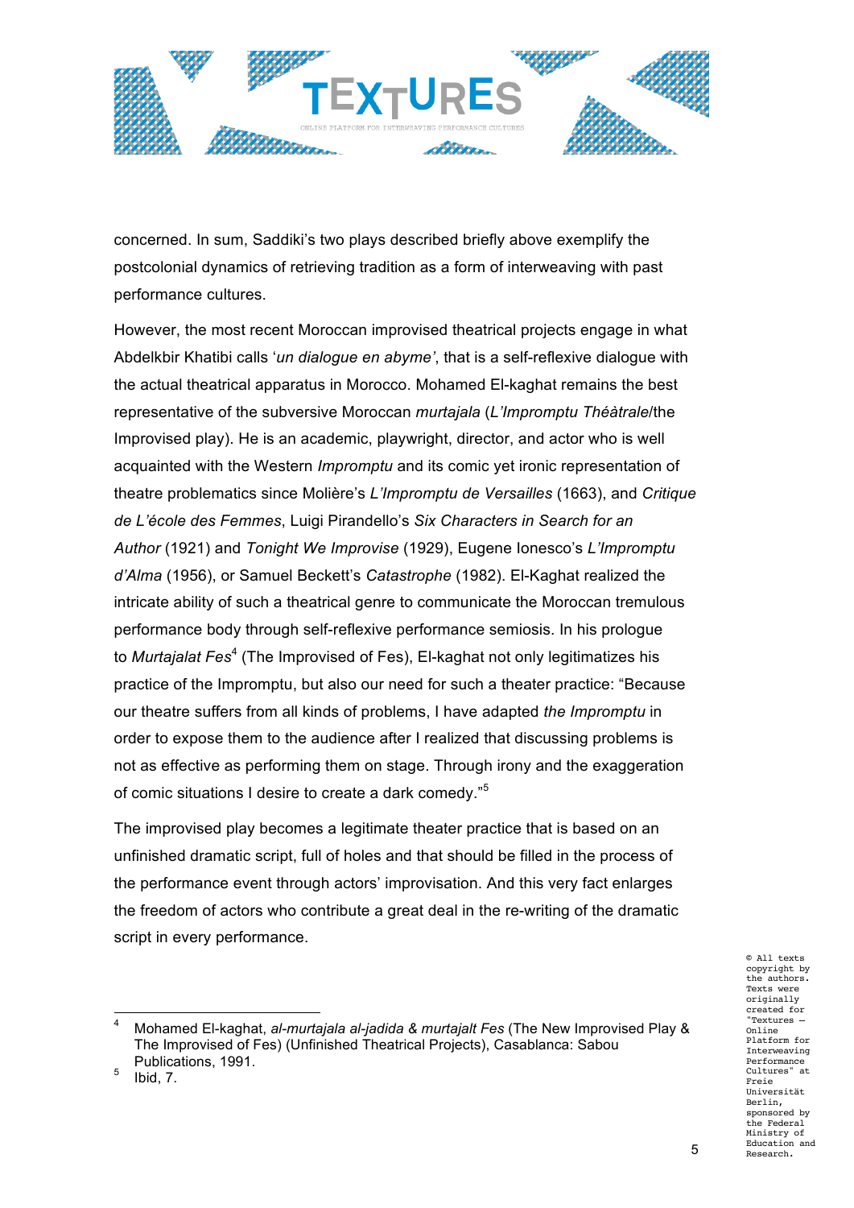concerned. In sum, Saddiki's two plays described briefly above exemplify the postcolonial dynamics of retrieving tradition as a form of interweaving with past performance cultures.

However, the most recent Moroccan improvised theatrical projects engage in what Abdelkbir Khatibi calls '*un dialogue en abyme*', that is a self-reflexive dialogue with the actual theatrical apparatus in Morocco. Mohamed El-kaghat remains the best representative of the subversive Moroccan *murtajala* (*L'Impromptu Théàtrale*/the Improvised play). He is an academic, playwright, director, and actor who is well acquainted with the Western *Impromptu* and its comic yet ironic representation of theatre problematics since Molière's *L'Impromptu de Versailles* (1663), and *Critique de L'école des Femmes*, Luigi Pirandello's *Six Characters in Search for an Author* (1921) and *Tonight We Improvise* (1929), Eugene Ionesco's *L'Impromptu d'Alma* (1956), or Samuel Beckett's *Catastrophe* (1982). El-Kaghat realized the intricate ability of such a theatrical genre to communicate the Moroccan tremulous performance body through self-reflexive performance semiosis. In his prologue to *Murtajalat Fes*[4] (The Improvised of Fes), El-kaghat not only legitimatizes his practice of the Impromptu, but also our need for such a theater practice: "Because our theatre suffers from all kinds of problems, I have adapted *the Impromptu* in order to expose them to the audience after I realized that discussing problems is not as effective as performing them on stage. Through irony and the exaggeration of comic situations I desire to create a dark comedy."[5]

The improvised play becomes a legitimate theater practice that is based on an unfinished dramatic script, full of holes and that should be filled in the process of the performance event through actors' improvisation. And this very fact enlarges the freedom of actors who contribute a great deal in the re-writing of the dramatic script in every performance.

---

[4] Mohamed El-kaghat, *al-murtajala al-jadida* & *murtajalt Fes* (The New Improvised Play & The Improvised of Fes) (Unfinished Theatrical Projects), Casablanca: Sabou Publications, 1991.

[5] Ibid, 7.

© All texts copyright by the authors. Texts were originally created for "Textures – Online Platform for Interweaving Performance Cultures" at Freie Universität Berlin, sponsored by the Federal Ministry of Education and Research.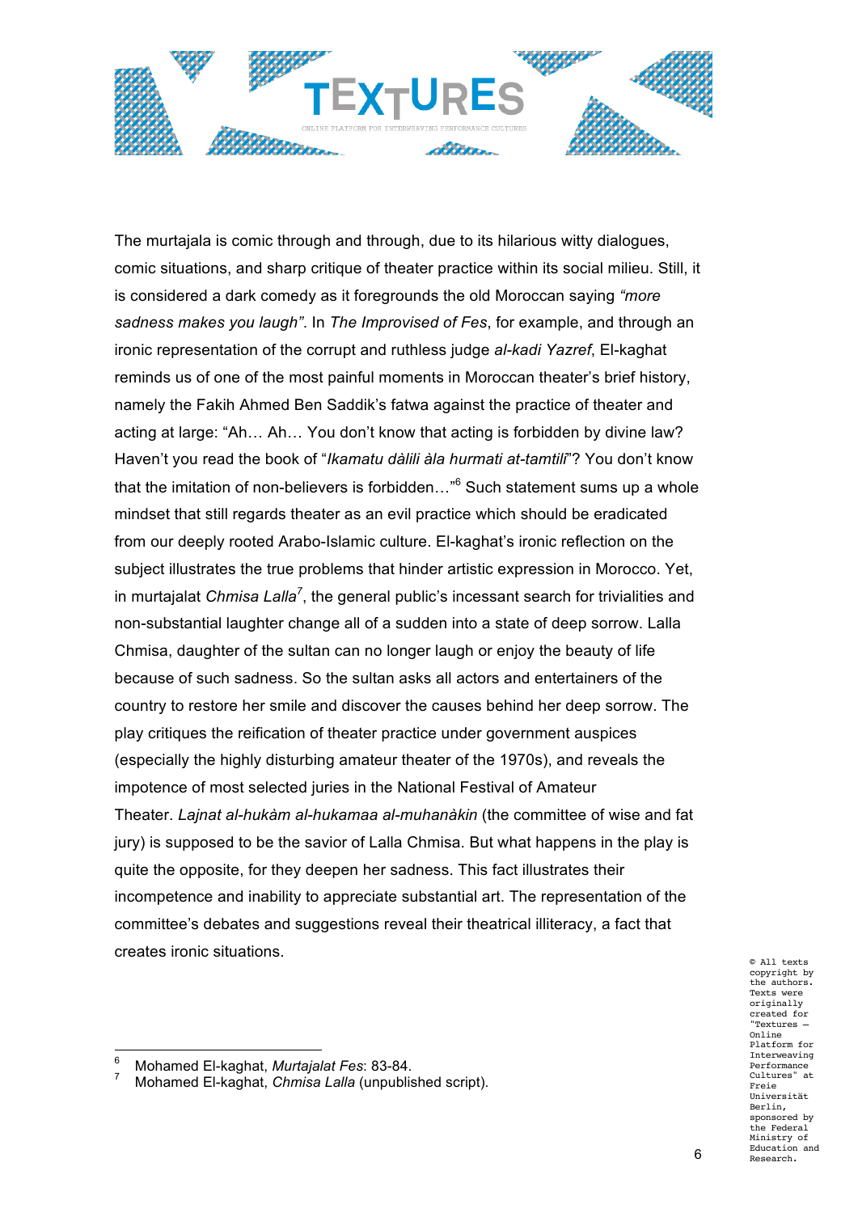The murtajala is comic through and through, due to its hilarious witty dialogues, comic situations, and sharp critique of theater practice within its social milieu. Still, it is considered a dark comedy as it foregrounds the old Moroccan saying *"more sadness makes you laugh"*. In *The Improvised of Fes*, for example, and through an ironic representation of the corrupt and ruthless judge *al-kadi Yazref*, El-kaghat reminds us of one of the most painful moments in Moroccan theater's brief history, namely the Fakih Ahmed Ben Saddik's fatwa against the practice of theater and acting at large: "Ah… Ah… You don't know that acting is forbidden by divine law? Haven't you read the book of "*Ikamatu dàlili àla hurmati at-tamtili*"? You don't know that the imitation of non-believers is forbidden…"[6] Such statement sums up a whole mindset that still regards theater as an evil practice which should be eradicated from our deeply rooted Arabo-Islamic culture. El-kaghat's ironic reflection on the subject illustrates the true problems that hinder artistic expression in Morocco. Yet, in murtajalat *Chmisa Lalla*[7], the general public's incessant search for trivialities and non-substantial laughter change all of a sudden into a state of deep sorrow. Lalla Chmisa, daughter of the sultan can no longer laugh or enjoy the beauty of life because of such sadness. So the sultan asks all actors and entertainers of the country to restore her smile and discover the causes behind her deep sorrow. The play critiques the reification of theater practice under government auspices (especially the highly disturbing amateur theater of the 1970s), and reveals the impotence of most selected juries in the National Festival of Amateur Theater. *Lajnat al-hukàm al-hukamaa al-muhanàkin* (the committee of wise and fat jury) is supposed to be the savior of Lalla Chmisa. But what happens in the play is quite the opposite, for they deepen her sadness. This fact illustrates their incompetence and inability to appreciate substantial art. The representation of the committee's debates and suggestions reveal their theatrical illiteracy, a fact that creates ironic situations.

---

[6] Mohamed El-kaghat, *Murtajalat Fes*: 83-84.

[7] Mohamed El-kaghat, *Chmisa Lalla* (unpublished script).

© All texts copyright by the authors. Texts were originally created for "Textures – Online Platform for Interweaving Performance Cultures" at Freie Universität Berlin, sponsored by the Federal Ministry of Education and Research.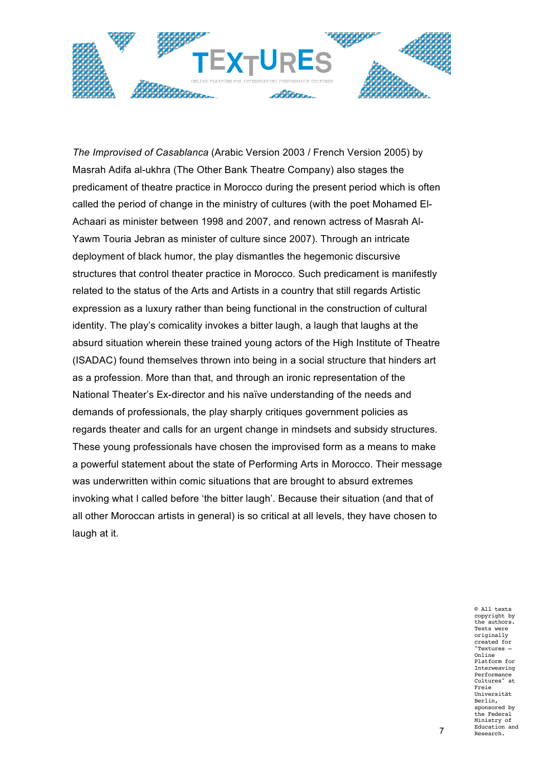*The Improvised of Casablanca* (Arabic Version 2003 / French Version 2005) by Masrah Adifa al-ukhra (The Other Bank Theatre Company) also stages the predicament of theatre practice in Morocco during the present period which is often called the period of change in the ministry of cultures (with the poet Mohamed El-Achaari as minister between 1998 and 2007, and renown actress of Masrah Al-Yawm Touria Jebran as minister of culture since 2007). Through an intricate deployment of black humor, the play dismantles the hegemonic discursive structures that control theater practice in Morocco. Such predicament is manifestly related to the status of the Arts and Artists in a country that still regards Artistic expression as a luxury rather than being functional in the construction of cultural identity. The play's comicality invokes a bitter laugh, a laugh that laughs at the absurd situation wherein these trained young actors of the High Institute of Theatre (ISADAC) found themselves thrown into being in a social structure that hinders art as a profession. More than that, and through an ironic representation of the National Theater's Ex-director and his naïve understanding of the needs and demands of professionals, the play sharply critiques government policies as regards theater and calls for an urgent change in mindsets and subsidy structures. These young professionals have chosen the improvised form as a means to make a powerful statement about the state of Performing Arts in Morocco. Their message was underwritten within comic situations that are brought to absurd extremes invoking what I called before 'the bitter laugh'. Because their situation (and that of all other Moroccan artists in general) is so critical at all levels, they have chosen to laugh at it.